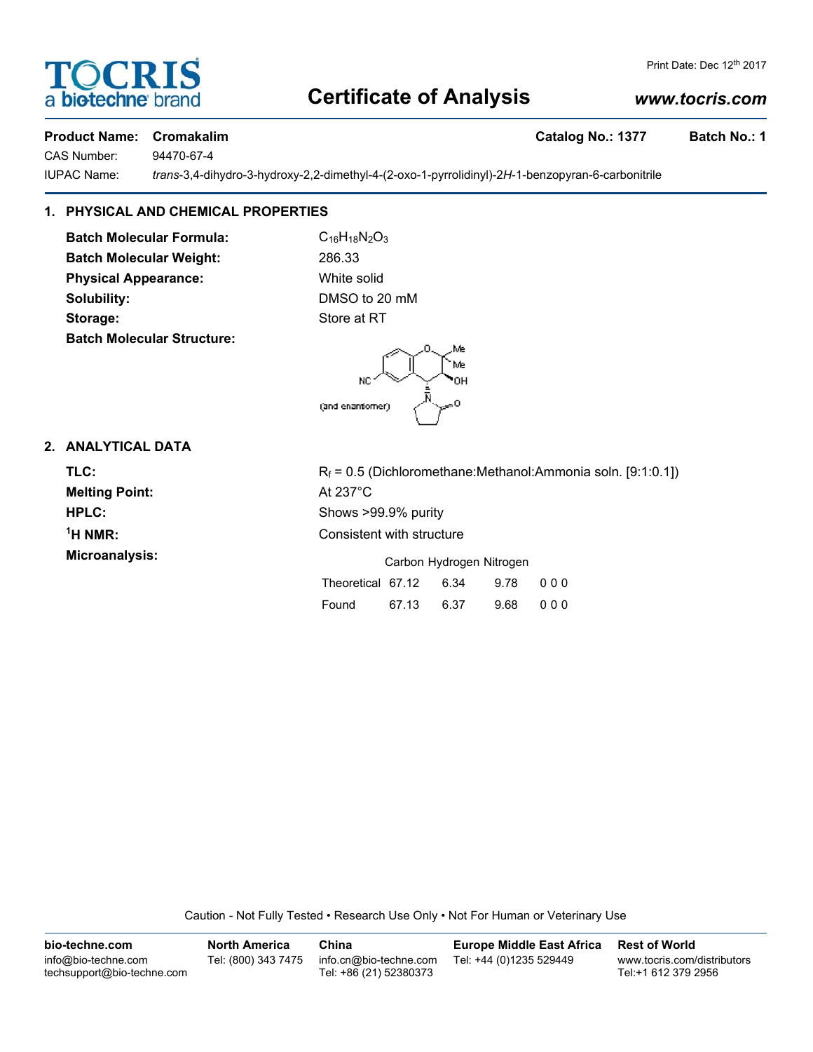# Certificate of Analysis

www.tocris.com

**Product Name: Cromakalim** **Catalog No.: 1377** **Batch No.: 1**

CAS Number: 94470-67-4

IUPAC Name: *trans*-3,4-dihydro-3-hydroxy-2,2-dimethyl-4-(2-oxo-1-pyrrolidinyl)-2*H*-1-benzopyran-6-carbonitrile

## 1. PHYSICAL AND CHEMICAL PROPERTIES

**Batch Molecular Formula:** $C_{16}H_{18}N_2O_3$

**Batch Molecular Weight:** 286.33

**Physical Appearance:** White solid

**Solubility:** DMSO to 20 mM

**Storage:** Store at RT

**Batch Molecular Structure:**

(and enantiomer)

## 2. ANALYTICAL DATA

**TLC:** $R_f$ = 0.5 (Dichloromethane:Methanol:Ammonia soln. [9:1:0.1])

**Melting Point:** At 237°C

**HPLC:** Shows >99.9% purity

**$^1$H NMR:** Consistent with structure

**Microanalysis:**

| | Carbon | Hydrogen | Nitrogen | |
|---|---|---|---|---|
| Theoretical | 67.12 | 6.34 | 9.78 | 0 0 0 |
| Found | 67.13 | 6.37 | 9.68 | 0 0 0 |

Caution - Not Fully Tested • Research Use Only • Not For Human or Veterinary Use

**bio-techne.com**
info@bio-techne.com
techsupport@bio-techne.com

**North America**
Tel: (800) 343 7475

**China**
info.cn@bio-techne.com
Tel: +86 (21) 52380373

**Europe Middle East Africa**
Tel: +44 (0)1235 529449

**Rest of World**
www.tocris.com/distributors
Tel:+1 612 379 2956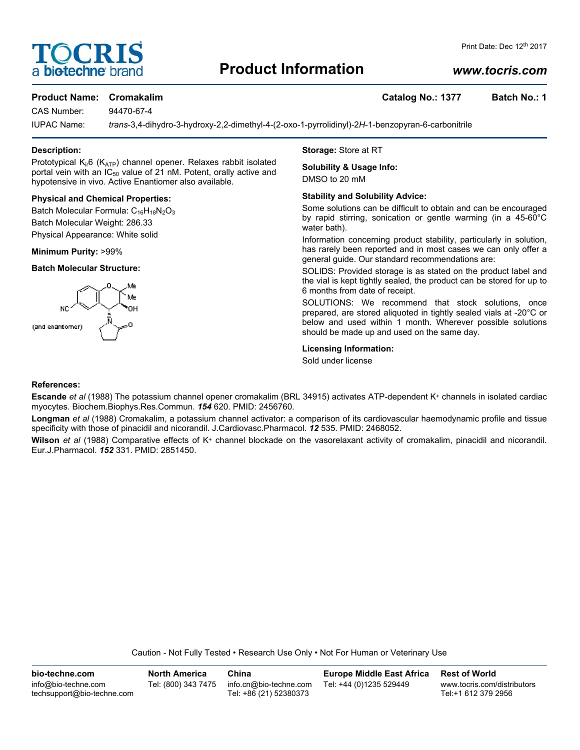Print Date: Dec 12th 2017

# Product Information

www.tocris.com

**Product Name: Cromakalim** **Catalog No.: 1377** **Batch No.: 1**

CAS Number: 94470-67-4

IUPAC Name: *trans*-3,4-dihydro-3-hydroxy-2,2-dimethyl-4-(2-oxo-1-pyrrolidinyl)-2*H*-1-benzopyran-6-carbonitrile

### Description:

Prototypical $K_{ir}6$ ($K_{ATP}$) channel opener. Relaxes rabbit isolated portal vein with an $IC_{50}$ value of 21 nM. Potent, orally active and hypotensive in vivo. Active Enantiomer also available.

### Physical and Chemical Properties:

Batch Molecular Formula: $C_{16}H_{18}N_2O_3$

Batch Molecular Weight: 286.33

Physical Appearance: White solid

**Minimum Purity:** >99%

### Batch Molecular Structure:

NC
Me
Me
OH
O
N
O
(and enantiomer)

**Storage:** Store at RT

### Solubility & Usage Info:

DMSO to 20 mM

### Stability and Solubility Advice:

Some solutions can be difficult to obtain and can be encouraged by rapid stirring, sonication or gentle warming (in a 45-60°C water bath).

Information concerning product stability, particularly in solution, has rarely been reported and in most cases we can only offer a general guide. Our standard recommendations are:

SOLIDS: Provided storage is as stated on the product label and the vial is kept tightly sealed, the product can be stored for up to 6 months from date of receipt.

SOLUTIONS: We recommend that stock solutions, once prepared, are stored aliquoted in tightly sealed vials at -20°C or below and used within 1 month. Wherever possible solutions should be made up and used on the same day.

### Licensing Information:

Sold under license

### References:

**Escande** *et al* (1988) The potassium channel opener cromakalim (BRL 34915) activates ATP-dependent $K^+$ channels in isolated cardiac myocytes. Biochem.Biophys.Res.Commun. ***154*** 620. PMID: 2456760.

**Longman** *et al* (1988) Cromakalim, a potassium channel activator: a comparison of its cardiovascular haemodynamic profile and tissue specificity with those of pinacidil and nicorandil. J.Cardiovasc.Pharmacol. ***12*** 535. PMID: 2468052.

**Wilson** *et al* (1988) Comparative effects of $K^+$ channel blockade on the vasorelaxant activity of cromakalim, pinacidil and nicorandil. Eur.J.Pharmacol. ***152*** 331. PMID: 2851450.

Caution - Not Fully Tested • Research Use Only • Not For Human or Veterinary Use

| **bio-techne.com** | **North America** | **China** | **Europe Middle East Africa** | **Rest of World** |
|---|---|---|---|---|
| info@bio-techne.com<br>techsupport@bio-techne.com | Tel: (800) 343 7475 | info.cn@bio-techne.com<br>Tel: +86 (21) 52380373 | Tel: +44 (0)1235 529449 | www.tocris.com/distributors<br>Tel:+1 612 379 2956 |